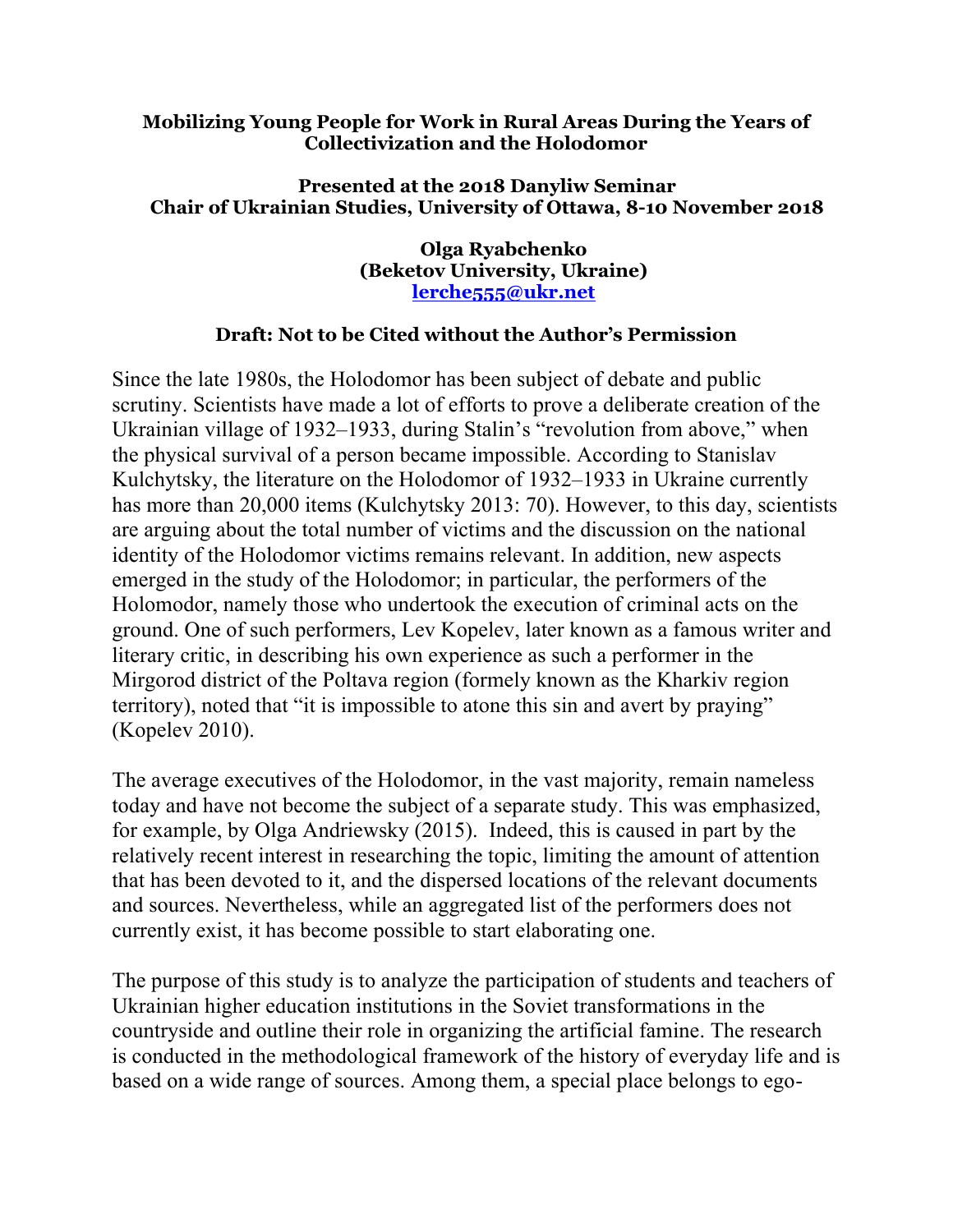**Mobilizing Young People for Work in Rural Areas During the Years of Collectivization and the Holodomor**

**Presented at the 2018 Danyliw Seminar**
**Chair of Ukrainian Studies, University of Ottawa, 8-10 November 2018**

**Olga Ryabchenko**
**(Beketov University, Ukraine)**
**lerche555@ukr.net**

**Draft: Not to be Cited without the Author's Permission**

Since the late 1980s, the Holodomor has been subject of debate and public scrutiny. Scientists have made a lot of efforts to prove a deliberate creation of the Ukrainian village of 1932–1933, during Stalin's "revolution from above," when the physical survival of a person became impossible. According to Stanislav Kulchytsky, the literature on the Holodomor of 1932–1933 in Ukraine currently has more than 20,000 items (Kulchytsky 2013: 70). However, to this day, scientists are arguing about the total number of victims and the discussion on the national identity of the Holodomor victims remains relevant. In addition, new aspects emerged in the study of the Holodomor; in particular, the performers of the Holomodor, namely those who undertook the execution of criminal acts on the ground. One of such performers, Lev Kopelev, later known as a famous writer and literary critic, in describing his own experience as such a performer in the Mirgorod district of the Poltava region (formely known as the Kharkiv region territory), noted that "it is impossible to atone this sin and avert by praying" (Kopelev 2010).

The average executives of the Holodomor, in the vast majority, remain nameless today and have not become the subject of a separate study. This was emphasized, for example, by Olga Andriewsky (2015). Indeed, this is caused in part by the relatively recent interest in researching the topic, limiting the amount of attention that has been devoted to it, and the dispersed locations of the relevant documents and sources. Nevertheless, while an aggregated list of the performers does not currently exist, it has become possible to start elaborating one.

The purpose of this study is to analyze the participation of students and teachers of Ukrainian higher education institutions in the Soviet transformations in the countryside and outline their role in organizing the artificial famine. The research is conducted in the methodological framework of the history of everyday life and is based on a wide range of sources. Among them, a special place belongs to ego-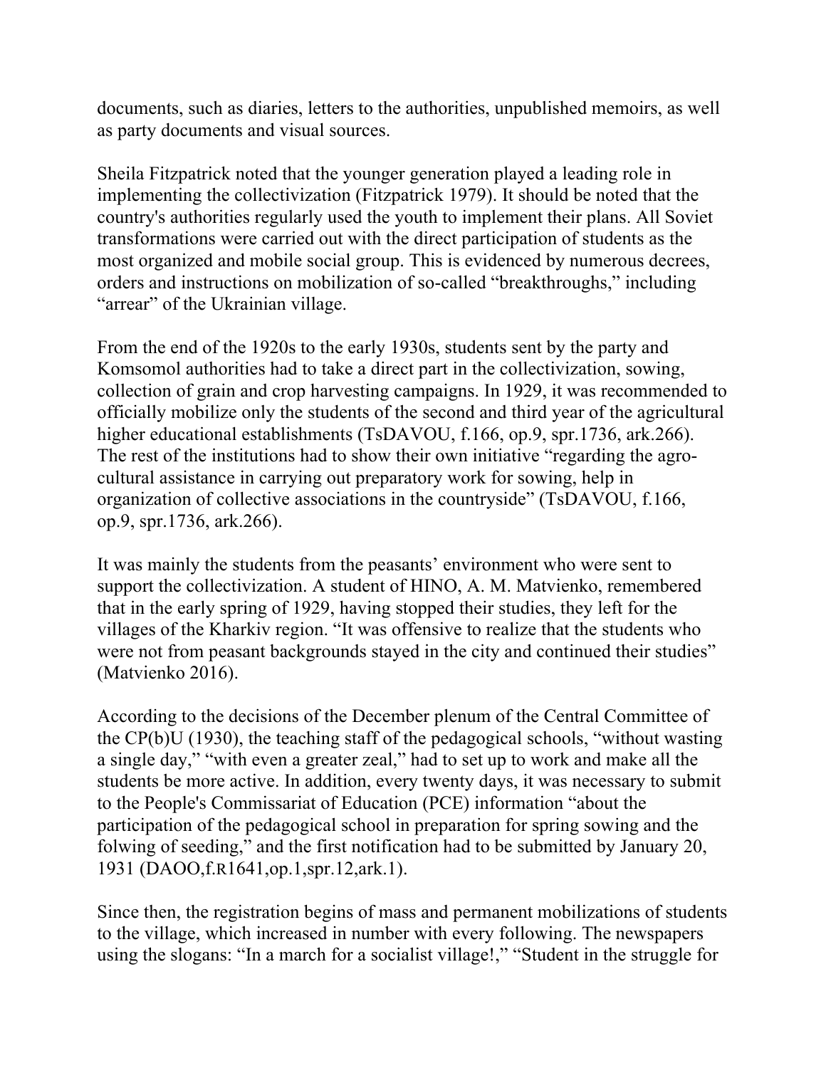documents, such as diaries, letters to the authorities, unpublished memoirs, as well as party documents and visual sources.

Sheila Fitzpatrick noted that the younger generation played a leading role in implementing the collectivization (Fitzpatrick 1979). It should be noted that the country's authorities regularly used the youth to implement their plans. All Soviet transformations were carried out with the direct participation of students as the most organized and mobile social group. This is evidenced by numerous decrees, orders and instructions on mobilization of so-called "breakthroughs," including "arrear" of the Ukrainian village.

From the end of the 1920s to the early 1930s, students sent by the party and Komsomol authorities had to take a direct part in the collectivization, sowing, collection of grain and crop harvesting campaigns. In 1929, it was recommended to officially mobilize only the students of the second and third year of the agricultural higher educational establishments (TsDAVOU, f.166, op.9, spr.1736, ark.266). The rest of the institutions had to show their own initiative "regarding the agro-cultural assistance in carrying out preparatory work for sowing, help in organization of collective associations in the countryside" (TsDAVOU, f.166, op.9, spr.1736, ark.266).

It was mainly the students from the peasants' environment who were sent to support the collectivization. A student of HINO, A. M. Matvienko, remembered that in the early spring of 1929, having stopped their studies, they left for the villages of the Kharkiv region. "It was offensive to realize that the students who were not from peasant backgrounds stayed in the city and continued their studies" (Matvienko 2016).

According to the decisions of the December plenum of the Central Committee of the CP(b)U (1930), the teaching staff of the pedagogical schools, "without wasting a single day," "with even a greater zeal," had to set up to work and make all the students be more active. In addition, every twenty days, it was necessary to submit to the People's Commissariat of Education (PCE) information "about the participation of the pedagogical school in preparation for spring sowing and the folwing of seeding," and the first notification had to be submitted by January 20, 1931 (DAOO,f.R1641,op.1,spr.12,ark.1).

Since then, the registration begins of mass and permanent mobilizations of students to the village, which increased in number with every following. The newspapers using the slogans: "In a march for a socialist village!," "Student in the struggle for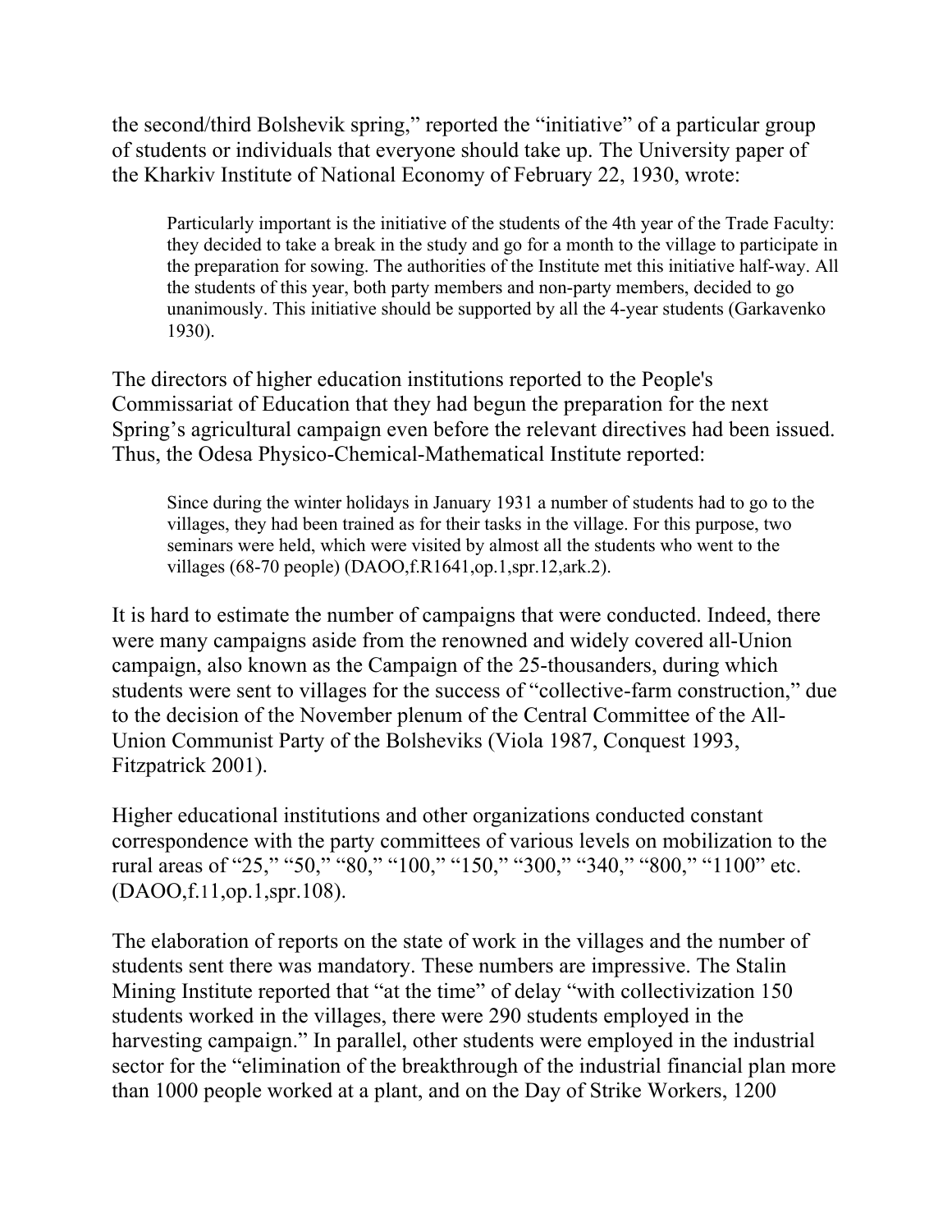the second/third Bolshevik spring," reported the "initiative" of a particular group of students or individuals that everyone should take up. The University paper of the Kharkiv Institute of National Economy of February 22, 1930, wrote:

> Particularly important is the initiative of the students of the 4th year of the Trade Faculty: they decided to take a break in the study and go for a month to the village to participate in the preparation for sowing. The authorities of the Institute met this initiative half-way. All the students of this year, both party members and non-party members, decided to go unanimously. This initiative should be supported by all the 4-year students (Garkavenko 1930).

The directors of higher education institutions reported to the People's Commissariat of Education that they had begun the preparation for the next Spring's agricultural campaign even before the relevant directives had been issued. Thus, the Odesa Physico-Chemical-Mathematical Institute reported:

> Since during the winter holidays in January 1931 a number of students had to go to the villages, they had been trained as for their tasks in the village. For this purpose, two seminars were held, which were visited by almost all the students who went to the villages (68-70 people) (DAOO,f.R1641,op.1,spr.12,ark.2).

It is hard to estimate the number of campaigns that were conducted. Indeed, there were many campaigns aside from the renowned and widely covered all-Union campaign, also known as the Campaign of the 25-thousanders, during which students were sent to villages for the success of "collective-farm construction," due to the decision of the November plenum of the Central Committee of the All-Union Communist Party of the Bolsheviks (Viola 1987, Conquest 1993, Fitzpatrick 2001).

Higher educational institutions and other organizations conducted constant correspondence with the party committees of various levels on mobilization to the rural areas of "25," "50," "80," "100," "150," "300," "340," "800," "1100" etc. (DAOO,f.11,op.1,spr.108).

The elaboration of reports on the state of work in the villages and the number of students sent there was mandatory. These numbers are impressive. The Stalin Mining Institute reported that "at the time" of delay "with collectivization 150 students worked in the villages, there were 290 students employed in the harvesting campaign." In parallel, other students were employed in the industrial sector for the "elimination of the breakthrough of the industrial financial plan more than 1000 people worked at a plant, and on the Day of Strike Workers, 1200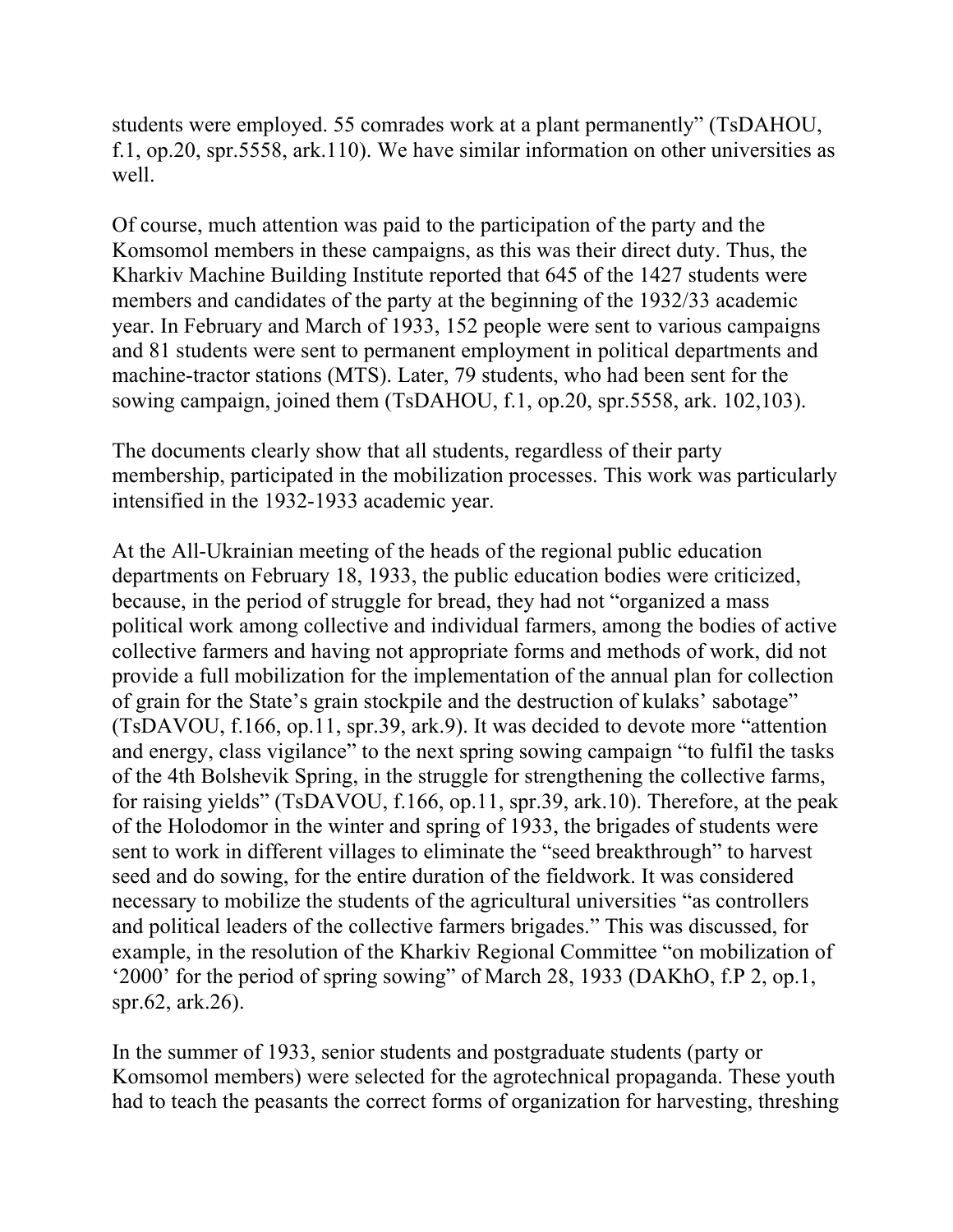students were employed. 55 comrades work at a plant permanently" (TsDAHOU, f.1, op.20, spr.5558, ark.110). We have similar information on other universities as well.

Of course, much attention was paid to the participation of the party and the Komsomol members in these campaigns, as this was their direct duty. Thus, the Kharkiv Machine Building Institute reported that 645 of the 1427 students were members and candidates of the party at the beginning of the 1932/33 academic year. In February and March of 1933, 152 people were sent to various campaigns and 81 students were sent to permanent employment in political departments and machine-tractor stations (MTS). Later, 79 students, who had been sent for the sowing campaign, joined them (TsDAHOU, f.1, op.20, spr.5558, ark. 102,103).

The documents clearly show that all students, regardless of their party membership, participated in the mobilization processes. This work was particularly intensified in the 1932-1933 academic year.

At the All-Ukrainian meeting of the heads of the regional public education departments on February 18, 1933, the public education bodies were criticized, because, in the period of struggle for bread, they had not "organized a mass political work among collective and individual farmers, among the bodies of active collective farmers and having not appropriate forms and methods of work, did not provide a full mobilization for the implementation of the annual plan for collection of grain for the State's grain stockpile and the destruction of kulaks' sabotage" (TsDAVOU, f.166, op.11, spr.39, ark.9). It was decided to devote more "attention and energy, class vigilance" to the next spring sowing campaign "to fulfil the tasks of the 4th Bolshevik Spring, in the struggle for strengthening the collective farms, for raising yields" (TsDAVOU, f.166, op.11, spr.39, ark.10). Therefore, at the peak of the Holodomor in the winter and spring of 1933, the brigades of students were sent to work in different villages to eliminate the "seed breakthrough" to harvest seed and do sowing, for the entire duration of the fieldwork. It was considered necessary to mobilize the students of the agricultural universities "as controllers and political leaders of the collective farmers brigades." This was discussed, for example, in the resolution of the Kharkiv Regional Committee "on mobilization of '2000' for the period of spring sowing" of March 28, 1933 (DAKhO, f.P 2, op.1, spr.62, ark.26).

In the summer of 1933, senior students and postgraduate students (party or Komsomol members) were selected for the agrotechnical propaganda. These youth had to teach the peasants the correct forms of organization for harvesting, threshing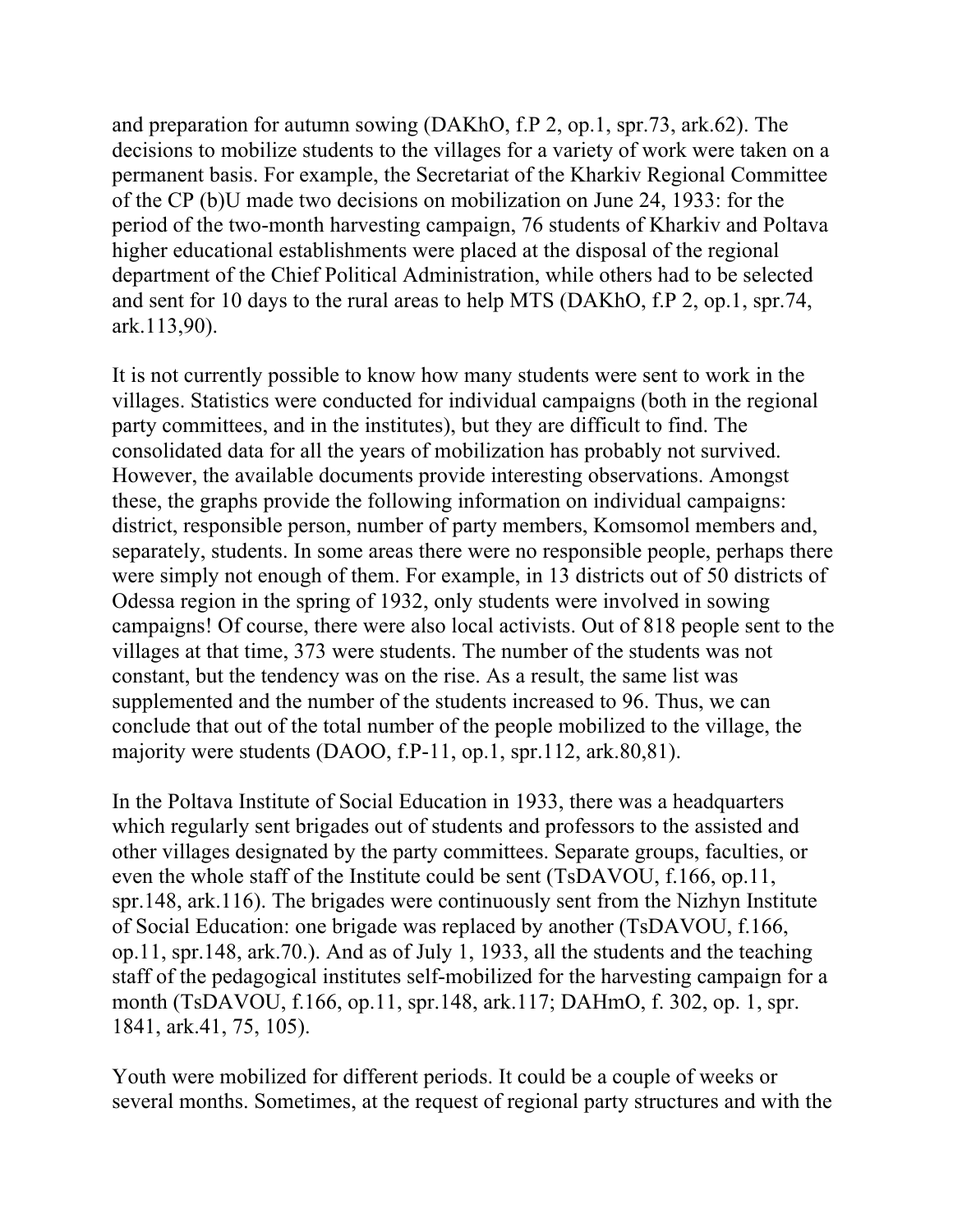and preparation for autumn sowing (DAKhO, f.P 2, op.1, spr.73, ark.62). The decisions to mobilize students to the villages for a variety of work were taken on a permanent basis. For example, the Secretariat of the Kharkiv Regional Committee of the CP (b)U made two decisions on mobilization on June 24, 1933: for the period of the two-month harvesting campaign, 76 students of Kharkiv and Poltava higher educational establishments were placed at the disposal of the regional department of the Chief Political Administration, while others had to be selected and sent for 10 days to the rural areas to help MTS (DAKhO, f.P 2, op.1, spr.74, ark.113,90).

It is not currently possible to know how many students were sent to work in the villages. Statistics were conducted for individual campaigns (both in the regional party committees, and in the institutes), but they are difficult to find. The consolidated data for all the years of mobilization has probably not survived. However, the available documents provide interesting observations. Amongst these, the graphs provide the following information on individual campaigns: district, responsible person, number of party members, Komsomol members and, separately, students. In some areas there were no responsible people, perhaps there were simply not enough of them. For example, in 13 districts out of 50 districts of Odessa region in the spring of 1932, only students were involved in sowing campaigns! Of course, there were also local activists. Out of 818 people sent to the villages at that time, 373 were students. The number of the students was not constant, but the tendency was on the rise. As a result, the same list was supplemented and the number of the students increased to 96. Thus, we can conclude that out of the total number of the people mobilized to the village, the majority were students (DAOO, f.P-11, op.1, spr.112, ark.80,81).

In the Poltava Institute of Social Education in 1933, there was a headquarters which regularly sent brigades out of students and professors to the assisted and other villages designated by the party committees. Separate groups, faculties, or even the whole staff of the Institute could be sent (TsDAVOU, f.166, op.11, spr.148, ark.116). The brigades were continuously sent from the Nizhyn Institute of Social Education: one brigade was replaced by another (TsDAVOU, f.166, op.11, spr.148, ark.70.). And as of July 1, 1933, all the students and the teaching staff of the pedagogical institutes self-mobilized for the harvesting campaign for a month (TsDAVOU, f.166, op.11, spr.148, ark.117; DAHmO, f. 302, op. 1, spr. 1841, ark.41, 75, 105).

Youth were mobilized for different periods. It could be a couple of weeks or several months. Sometimes, at the request of regional party structures and with the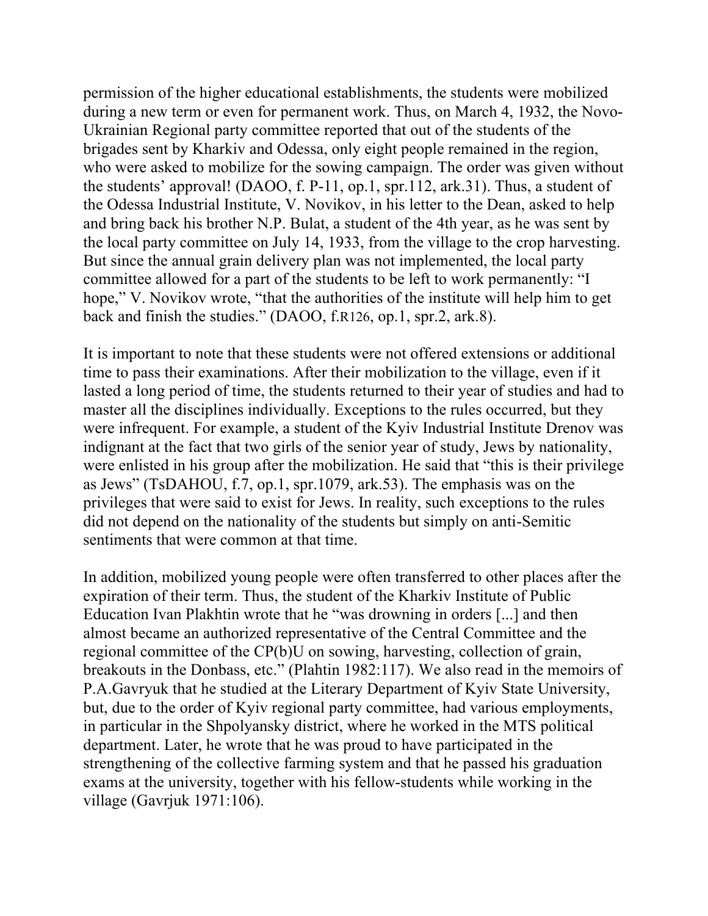permission of the higher educational establishments, the students were mobilized during a new term or even for permanent work. Thus, on March 4, 1932, the Novo-Ukrainian Regional party committee reported that out of the students of the brigades sent by Kharkiv and Odessa, only eight people remained in the region, who were asked to mobilize for the sowing campaign. The order was given without the students' approval! (DAOO, f. P-11, op.1, spr.112, ark.31). Thus, a student of the Odessa Industrial Institute, V. Novikov, in his letter to the Dean, asked to help and bring back his brother N.P. Bulat, a student of the 4th year, as he was sent by the local party committee on July 14, 1933, from the village to the crop harvesting. But since the annual grain delivery plan was not implemented, the local party committee allowed for a part of the students to be left to work permanently: "I hope," V. Novikov wrote, "that the authorities of the institute will help him to get back and finish the studies." (DAOO, f.R126, op.1, spr.2, ark.8).

It is important to note that these students were not offered extensions or additional time to pass their examinations. After their mobilization to the village, even if it lasted a long period of time, the students returned to their year of studies and had to master all the disciplines individually. Exceptions to the rules occurred, but they were infrequent. For example, a student of the Kyiv Industrial Institute Drenov was indignant at the fact that two girls of the senior year of study, Jews by nationality, were enlisted in his group after the mobilization. He said that "this is their privilege as Jews" (TsDAHOU, f.7, op.1, spr.1079, ark.53). The emphasis was on the privileges that were said to exist for Jews. In reality, such exceptions to the rules did not depend on the nationality of the students but simply on anti-Semitic sentiments that were common at that time.

In addition, mobilized young people were often transferred to other places after the expiration of their term. Thus, the student of the Kharkiv Institute of Public Education Ivan Plakhtin wrote that he "was drowning in orders [...] and then almost became an authorized representative of the Central Committee and the regional committee of the CP(b)U on sowing, harvesting, collection of grain, breakouts in the Donbass, etc." (Plahtin 1982:117). We also read in the memoirs of P.A.Gavryuk that he studied at the Literary Department of Kyiv State University, but, due to the order of Kyiv regional party committee, had various employments, in particular in the Shpolyansky district, where he worked in the MTS political department. Later, he wrote that he was proud to have participated in the strengthening of the collective farming system and that he passed his graduation exams at the university, together with his fellow-students while working in the village (Gavrjuk 1971:106).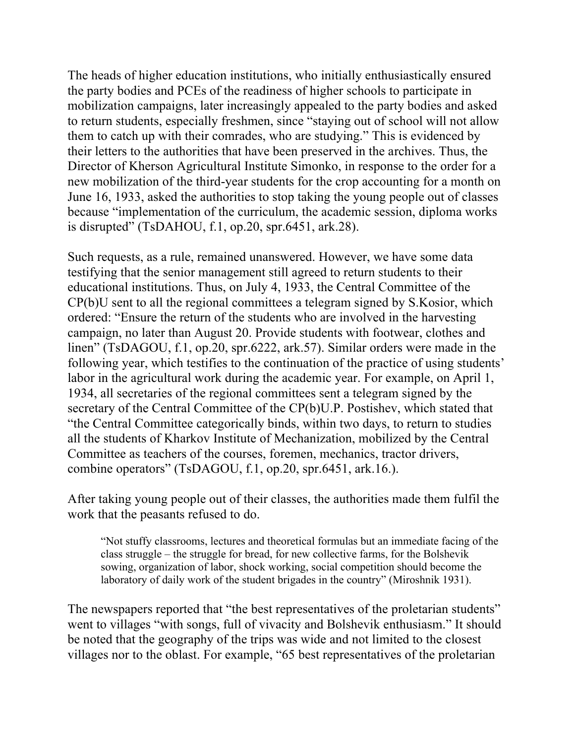The heads of higher education institutions, who initially enthusiastically ensured the party bodies and PCEs of the readiness of higher schools to participate in mobilization campaigns, later increasingly appealed to the party bodies and asked to return students, especially freshmen, since "staying out of school will not allow them to catch up with their comrades, who are studying." This is evidenced by their letters to the authorities that have been preserved in the archives. Thus, the Director of Kherson Agricultural Institute Simonko, in response to the order for a new mobilization of the third-year students for the crop accounting for a month on June 16, 1933, asked the authorities to stop taking the young people out of classes because "implementation of the curriculum, the academic session, diploma works is disrupted" (TsDAHOU, f.1, op.20, spr.6451, ark.28).

Such requests, as a rule, remained unanswered. However, we have some data testifying that the senior management still agreed to return students to their educational institutions. Thus, on July 4, 1933, the Central Committee of the CP(b)U sent to all the regional committees a telegram signed by S.Kosior, which ordered: "Ensure the return of the students who are involved in the harvesting campaign, no later than August 20. Provide students with footwear, clothes and linen" (TsDAGOU, f.1, op.20, spr.6222, ark.57). Similar orders were made in the following year, which testifies to the continuation of the practice of using students' labor in the agricultural work during the academic year. For example, on April 1, 1934, all secretaries of the regional committees sent a telegram signed by the secretary of the Central Committee of the CP(b)U.P. Postishev, which stated that "the Central Committee categorically binds, within two days, to return to studies all the students of Kharkov Institute of Mechanization, mobilized by the Central Committee as teachers of the courses, foremen, mechanics, tractor drivers, combine operators" (TsDAGOU, f.1, op.20, spr.6451, ark.16.).

After taking young people out of their classes, the authorities made them fulfil the work that the peasants refused to do.

> "Not stuffy classrooms, lectures and theoretical formulas but an immediate facing of the class struggle – the struggle for bread, for new collective farms, for the Bolshevik sowing, organization of labor, shock working, social competition should become the laboratory of daily work of the student brigades in the country" (Miroshnik 1931).

The newspapers reported that "the best representatives of the proletarian students" went to villages "with songs, full of vivacity and Bolshevik enthusiasm." It should be noted that the geography of the trips was wide and not limited to the closest villages nor to the oblast. For example, "65 best representatives of the proletarian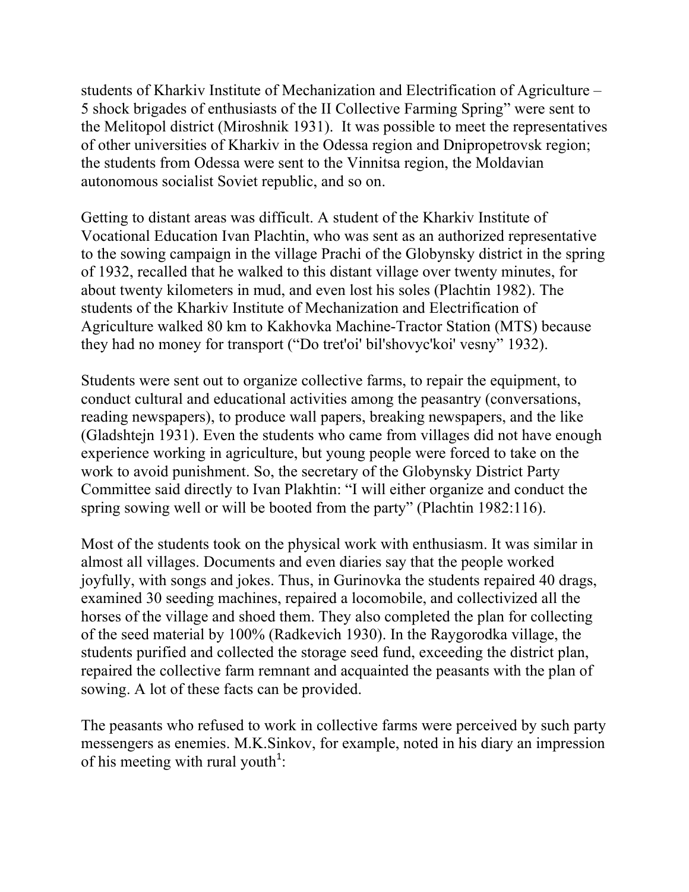students of Kharkiv Institute of Mechanization and Electrification of Agriculture – 5 shock brigades of enthusiasts of the II Collective Farming Spring" were sent to the Melitopol district (Miroshnik 1931). It was possible to meet the representatives of other universities of Kharkiv in the Odessa region and Dnipropetrovsk region; the students from Odessa were sent to the Vinnitsa region, the Moldavian autonomous socialist Soviet republic, and so on.

Getting to distant areas was difficult. A student of the Kharkiv Institute of Vocational Education Ivan Plachtin, who was sent as an authorized representative to the sowing campaign in the village Prachi of the Globynsky district in the spring of 1932, recalled that he walked to this distant village over twenty minutes, for about twenty kilometers in mud, and even lost his soles (Plachtin 1982). The students of the Kharkiv Institute of Mechanization and Electrification of Agriculture walked 80 km to Kakhovka Machine-Tractor Station (MTS) because they had no money for transport ("Do tret'oi' bil'shovyc'koi' vesny" 1932).

Students were sent out to organize collective farms, to repair the equipment, to conduct cultural and educational activities among the peasantry (conversations, reading newspapers), to produce wall papers, breaking newspapers, and the like (Gladshtejn 1931). Even the students who came from villages did not have enough experience working in agriculture, but young people were forced to take on the work to avoid punishment. So, the secretary of the Globynsky District Party Committee said directly to Ivan Plakhtin: "I will either organize and conduct the spring sowing well or will be booted from the party" (Plachtin 1982:116).

Most of the students took on the physical work with enthusiasm. It was similar in almost all villages. Documents and even diaries say that the people worked joyfully, with songs and jokes. Thus, in Gurinovka the students repaired 40 drags, examined 30 seeding machines, repaired a locomobile, and collectivized all the horses of the village and shoed them. They also completed the plan for collecting of the seed material by 100% (Radkevich 1930). In the Raygorodka village, the students purified and collected the storage seed fund, exceeding the district plan, repaired the collective farm remnant and acquainted the peasants with the plan of sowing. A lot of these facts can be provided.

The peasants who refused to work in collective farms were perceived by such party messengers as enemies. M.K.Sinkov, for example, noted in his diary an impression of his meeting with rural youth[1]: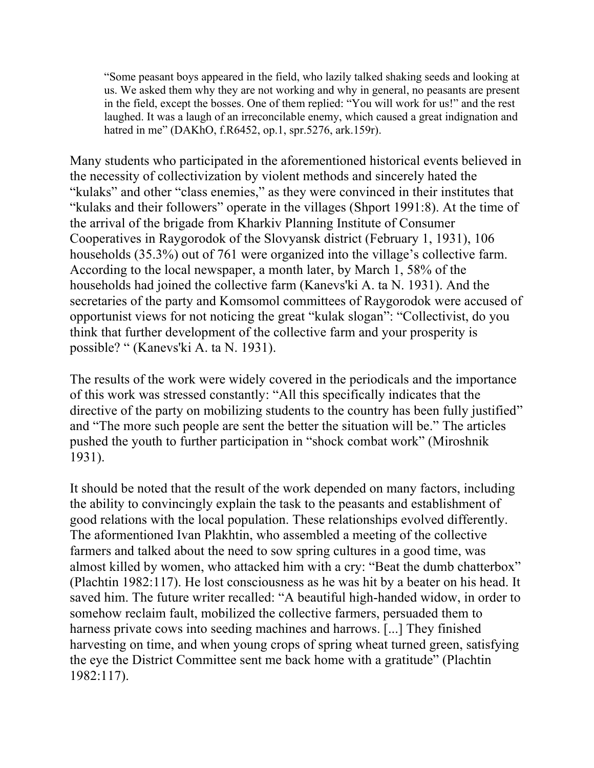> “Some peasant boys appeared in the field, who lazily talked shaking seeds and looking at us. We asked them why they are not working and why in general, no peasants are present in the field, except the bosses. One of them replied: “You will work for us!” and the rest laughed. It was a laugh of an irreconcilable enemy, which caused a great indignation and hatred in me” (DAKhO, f.R6452, op.1, spr.5276, ark.159r).

Many students who participated in the aforementioned historical events believed in the necessity of collectivization by violent methods and sincerely hated the “kulaks” and other “class enemies,” as they were convinced in their institutes that “kulaks and their followers” operate in the villages (Shport 1991:8). At the time of the arrival of the brigade from Kharkiv Planning Institute of Consumer Cooperatives in Raygorodok of the Slovyansk district (February 1, 1931), 106 households (35.3%) out of 761 were organized into the village’s collective farm. According to the local newspaper, a month later, by March 1, 58% of the households had joined the collective farm (Kanevs'ki A. ta N. 1931). And the secretaries of the party and Komsomol committees of Raygorodok were accused of opportunist views for not noticing the great “kulak slogan”: “Collectivist, do you think that further development of the collective farm and your prosperity is possible? “ (Kanevs'ki A. ta N. 1931).

The results of the work were widely covered in the periodicals and the importance of this work was stressed constantly: “All this specifically indicates that the directive of the party on mobilizing students to the country has been fully justified” and “The more such people are sent the better the situation will be.” The articles pushed the youth to further participation in “shock combat work” (Miroshnik 1931).

It should be noted that the result of the work depended on many factors, including the ability to convincingly explain the task to the peasants and establishment of good relations with the local population. These relationships evolved differently. The aformentioned Ivan Plakhtin, who assembled a meeting of the collective farmers and talked about the need to sow spring cultures in a good time, was almost killed by women, who attacked him with a cry: “Beat the dumb chatterbox” (Plachtin 1982:117). He lost consciousness as he was hit by a beater on his head. It saved him. The future writer recalled: “A beautiful high-handed widow, in order to somehow reclaim fault, mobilized the collective farmers, persuaded them to harness private cows into seeding machines and harrows. [...] They finished harvesting on time, and when young crops of spring wheat turned green, satisfying the eye the District Committee sent me back home with a gratitude” (Plachtin 1982:117).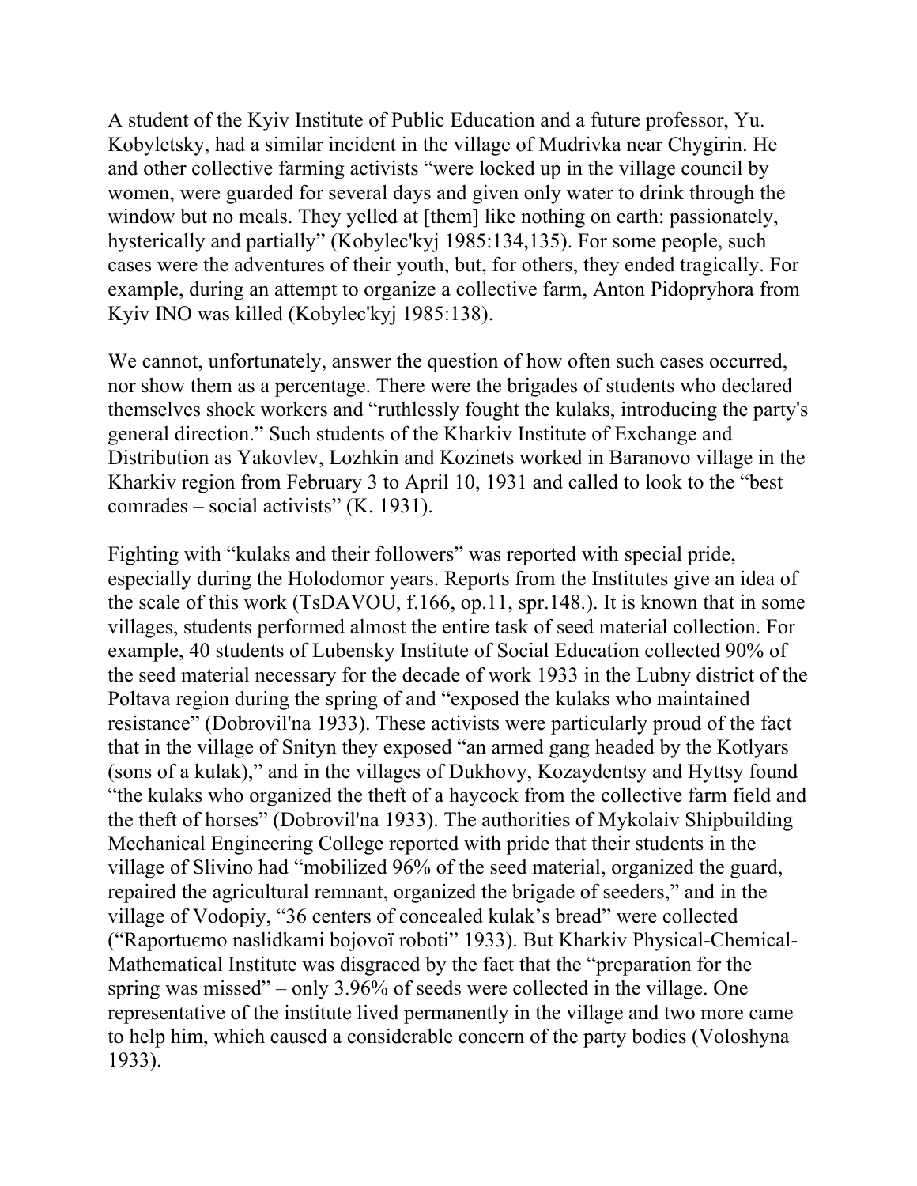A student of the Kyiv Institute of Public Education and a future professor, Yu. Kobyletsky, had a similar incident in the village of Mudrivka near Chygirin. He and other collective farming activists "were locked up in the village council by women, were guarded for several days and given only water to drink through the window but no meals. They yelled at [them] like nothing on earth: passionately, hysterically and partially" (Kobylec'kyj 1985:134,135). For some people, such cases were the adventures of their youth, but, for others, they ended tragically. For example, during an attempt to organize a collective farm, Anton Pidopryhora from Kyiv INO was killed (Kobylec'kyj 1985:138).

We cannot, unfortunately, answer the question of how often such cases occurred, nor show them as a percentage. There were the brigades of students who declared themselves shock workers and "ruthlessly fought the kulaks, introducing the party's general direction." Such students of the Kharkiv Institute of Exchange and Distribution as Yakovlev, Lozhkin and Kozinets worked in Baranovo village in the Kharkiv region from February 3 to April 10, 1931 and called to look to the "best comrades – social activists" (K. 1931).

Fighting with "kulaks and their followers" was reported with special pride, especially during the Holodomor years. Reports from the Institutes give an idea of the scale of this work (TsDAVOU, f.166, op.11, spr.148.). It is known that in some villages, students performed almost the entire task of seed material collection. For example, 40 students of Lubensky Institute of Social Education collected 90% of the seed material necessary for the decade of work 1933 in the Lubny district of the Poltava region during the spring of and "exposed the kulaks who maintained resistance" (Dobrovil'na 1933). These activists were particularly proud of the fact that in the village of Snityn they exposed "an armed gang headed by the Kotlyars (sons of a kulak)," and in the villages of Dukhovy, Kozaydentsy and Hyttsy found "the kulaks who organized the theft of a haycock from the collective farm field and the theft of horses" (Dobrovil'na 1933). The authorities of Mykolaiv Shipbuilding Mechanical Engineering College reported with pride that their students in the village of Slivino had "mobilized 96% of the seed material, organized the guard, repaired the agricultural remnant, organized the brigade of seeders," and in the village of Vodopiy, "36 centers of concealed kulak's bread" were collected ("Raportuєmo naslidkami bojovoї roboti" 1933). But Kharkiv Physical-Chemical-Mathematical Institute was disgraced by the fact that the "preparation for the spring was missed" – only 3.96% of seeds were collected in the village. One representative of the institute lived permanently in the village and two more came to help him, which caused a considerable concern of the party bodies (Voloshyna 1933).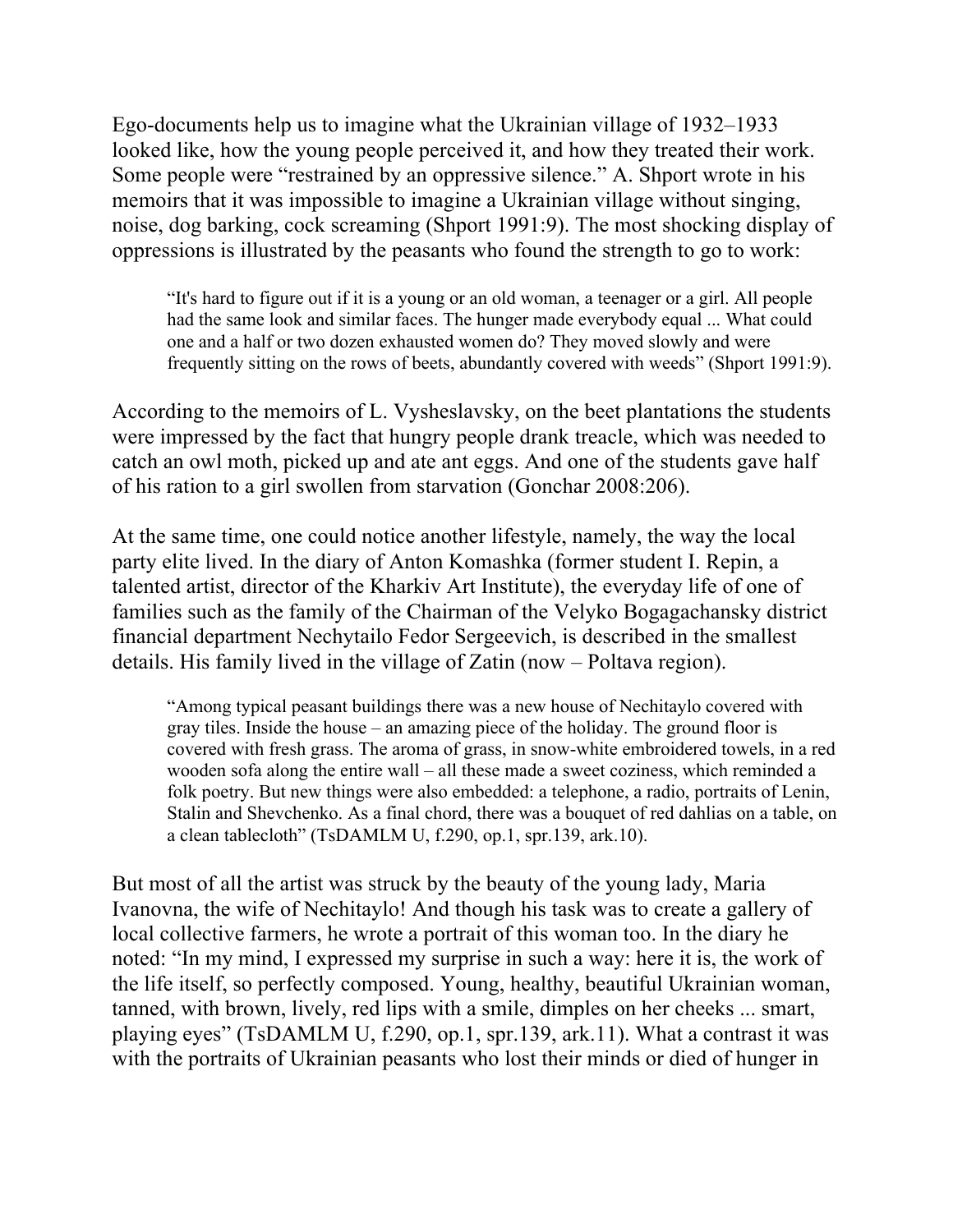Ego-documents help us to imagine what the Ukrainian village of 1932–1933 looked like, how the young people perceived it, and how they treated their work. Some people were "restrained by an oppressive silence." A. Shport wrote in his memoirs that it was impossible to imagine a Ukrainian village without singing, noise, dog barking, cock screaming (Shport 1991:9). The most shocking display of oppressions is illustrated by the peasants who found the strength to go to work:

> "It's hard to figure out if it is a young or an old woman, a teenager or a girl. All people had the same look and similar faces. The hunger made everybody equal ... What could one and a half or two dozen exhausted women do? They moved slowly and were frequently sitting on the rows of beets, abundantly covered with weeds" (Shport 1991:9).

According to the memoirs of L. Vysheslavsky, on the beet plantations the students were impressed by the fact that hungry people drank treacle, which was needed to catch an owl moth, picked up and ate ant eggs. And one of the students gave half of his ration to a girl swollen from starvation (Gonchar 2008:206).

At the same time, one could notice another lifestyle, namely, the way the local party elite lived. In the diary of Anton Komashka (former student I. Repin, a talented artist, director of the Kharkiv Art Institute), the everyday life of one of families such as the family of the Chairman of the Velyko Bogagachansky district financial department Nechytailo Fedor Sergeevich, is described in the smallest details. His family lived in the village of Zatin (now – Poltava region).

> "Among typical peasant buildings there was a new house of Nechitaylo covered with gray tiles. Inside the house – an amazing piece of the holiday. The ground floor is covered with fresh grass. The aroma of grass, in snow-white embroidered towels, in a red wooden sofa along the entire wall – all these made a sweet coziness, which reminded a folk poetry. But new things were also embedded: a telephone, a radio, portraits of Lenin, Stalin and Shevchenko. As a final chord, there was a bouquet of red dahlias on a table, on a clean tablecloth" (TsDAMLM U, f.290, op.1, spr.139, ark.10).

But most of all the artist was struck by the beauty of the young lady, Maria Ivanovna, the wife of Nechitaylo! And though his task was to create a gallery of local collective farmers, he wrote a portrait of this woman too. In the diary he noted: "In my mind, I expressed my surprise in such a way: here it is, the work of the life itself, so perfectly composed. Young, healthy, beautiful Ukrainian woman, tanned, with brown, lively, red lips with a smile, dimples on her cheeks ... smart, playing eyes" (TsDAMLM U, f.290, op.1, spr.139, ark.11). What a contrast it was with the portraits of Ukrainian peasants who lost their minds or died of hunger in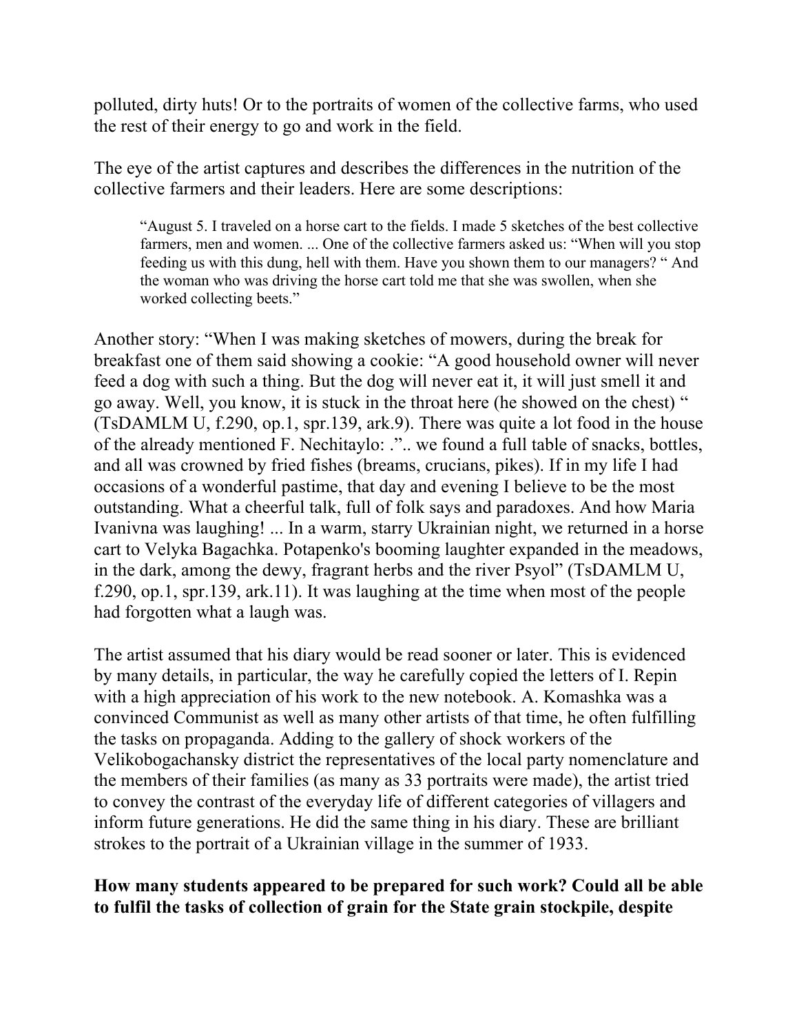polluted, dirty huts! Or to the portraits of women of the collective farms, who used the rest of their energy to go and work in the field.

The eye of the artist captures and describes the differences in the nutrition of the collective farmers and their leaders. Here are some descriptions:

> "August 5. I traveled on a horse cart to the fields. I made 5 sketches of the best collective farmers, men and women. ... One of the collective farmers asked us: "When will you stop feeding us with this dung, hell with them. Have you shown them to our managers? " And the woman who was driving the horse cart told me that she was swollen, when she worked collecting beets."

Another story: "When I was making sketches of mowers, during the break for breakfast one of them said showing a cookie: "A good household owner will never feed a dog with such a thing. But the dog will never eat it, it will just smell it and go away. Well, you know, it is stuck in the throat here (he showed on the chest) " (TsDAMLM U, f.290, op.1, spr.139, ark.9). There was quite a lot food in the house of the already mentioned F. Nechitaylo: ."..  we found a full table of snacks, bottles, and all was crowned by fried fishes (breams, crucians, pikes). If in my life I had occasions of a wonderful pastime, that day and evening I believe to be the most outstanding. What a cheerful talk, full of folk says and paradoxes. And how Maria Ivanivna was laughing! ... In a warm, starry Ukrainian night, we returned in a horse cart to Velyka Bagachka. Potapenko's booming laughter expanded in the meadows, in the dark, among the dewy, fragrant herbs and the river Psyol" (TsDAMLM U, f.290, op.1, spr.139, ark.11). It was laughing at the time when most of the people had forgotten what a laugh was.

The artist assumed that his diary would be read sooner or later. This is evidenced by many details, in particular, the way he carefully copied the letters of I. Repin with a high appreciation of his work to the new notebook. A. Komashka was a convinced Communist as well as many other artists of that time, he often fulfilling the tasks on propaganda. Adding to the gallery of shock workers of the Velikobogachansky district the representatives of the local party nomenclature and the members of their families (as many as 33 portraits were made), the artist tried to convey the contrast of the everyday life of different categories of villagers and inform future generations. He did the same thing in his diary. These are brilliant strokes to the portrait of a Ukrainian village in the summer of 1933.

**How many students appeared to be prepared for such work? Could all be able to fulfil the tasks of collection of grain for the State grain stockpile, despite**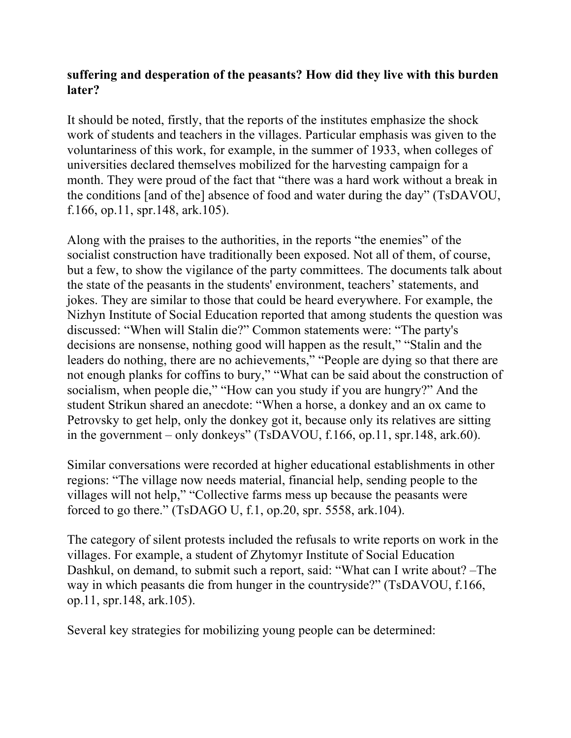**suffering and desperation of the peasants? How did they live with this burden later?**

It should be noted, firstly, that the reports of the institutes emphasize the shock work of students and teachers in the villages. Particular emphasis was given to the voluntariness of this work, for example, in the summer of 1933, when colleges of universities declared themselves mobilized for the harvesting campaign for a month. They were proud of the fact that "there was a hard work without a break in the conditions [and of the] absence of food and water during the day" (TsDAVOU, f.166, op.11, spr.148, ark.105).

Along with the praises to the authorities, in the reports "the enemies" of the socialist construction have traditionally been exposed. Not all of them, of course, but a few, to show the vigilance of the party committees. The documents talk about the state of the peasants in the students' environment, teachers' statements, and jokes. They are similar to those that could be heard everywhere. For example, the Nizhyn Institute of Social Education reported that among students the question was discussed: "When will Stalin die?" Common statements were: "The party's decisions are nonsense, nothing good will happen as the result," "Stalin and the leaders do nothing, there are no achievements," "People are dying so that there are not enough planks for coffins to bury," "What can be said about the construction of socialism, when people die," "How can you study if you are hungry?" And the student Strikun shared an anecdote: "When a horse, a donkey and an ox came to Petrovsky to get help, only the donkey got it, because only its relatives are sitting in the government – only donkeys" (TsDAVOU, f.166, op.11, spr.148, ark.60).

Similar conversations were recorded at higher educational establishments in other regions: "The village now needs material, financial help, sending people to the villages will not help," "Collective farms mess up because the peasants were forced to go there." (TsDAGO U, f.1, op.20, spr. 5558, ark.104).

The category of silent protests included the refusals to write reports on work in the villages. For example, a student of Zhytomyr Institute of Social Education Dashkul, on demand, to submit such a report, said: "What can I write about? –The way in which peasants die from hunger in the countryside?" (TsDAVOU, f.166, op.11, spr.148, ark.105).

Several key strategies for mobilizing young people can be determined: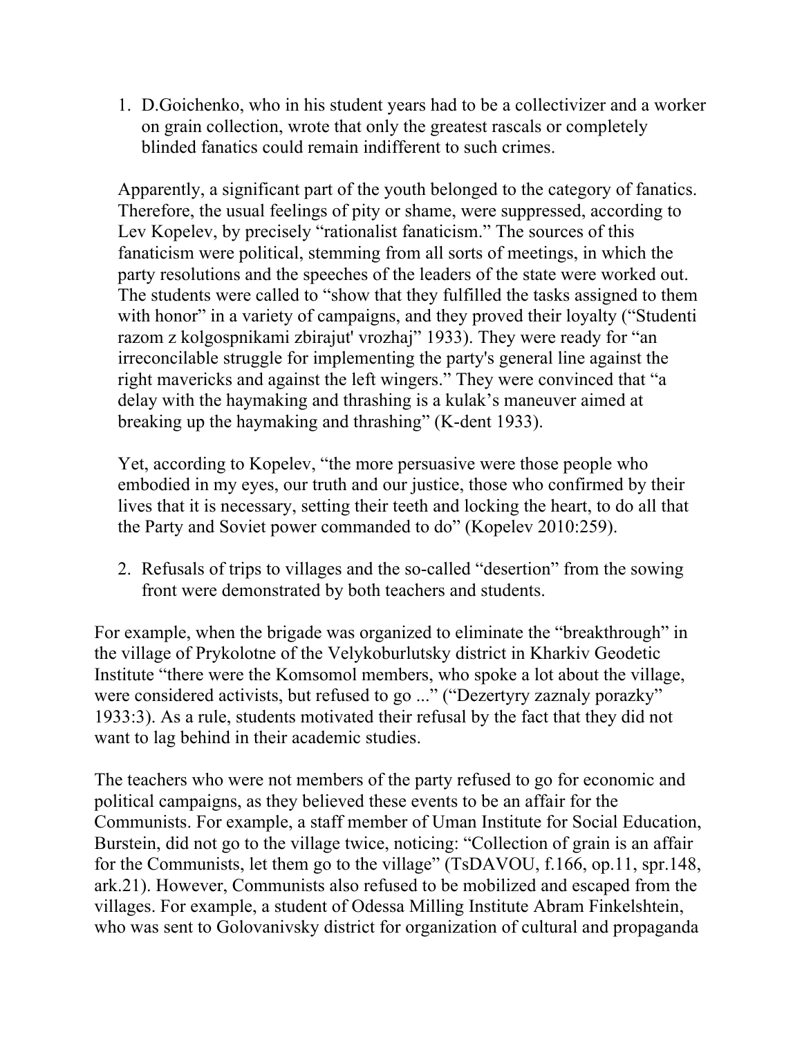1. D.Goichenko, who in his student years had to be a collectivizer and a worker on grain collection, wrote that only the greatest rascals or completely blinded fanatics could remain indifferent to such crimes.

   Apparently, a significant part of the youth belonged to the category of fanatics. Therefore, the usual feelings of pity or shame, were suppressed, according to Lev Kopelev, by precisely "rationalist fanaticism." The sources of this fanaticism were political, stemming from all sorts of meetings, in which the party resolutions and the speeches of the leaders of the state were worked out. The students were called to "show that they fulfilled the tasks assigned to them with honor" in a variety of campaigns, and they proved their loyalty ("Studenti razom z kolgospnikami zbirajut' vrozhaj" 1933). They were ready for "an irreconcilable struggle for implementing the party's general line against the right mavericks and against the left wingers." They were convinced that "a delay with the haymaking and thrashing is a kulak's maneuver aimed at breaking up the haymaking and thrashing" (K-dent 1933).

   Yet, according to Kopelev, "the more persuasive were those people who embodied in my eyes, our truth and our justice, those who confirmed by their lives that it is necessary, setting their teeth and locking the heart, to do all that the Party and Soviet power commanded to do" (Kopelev 2010:259).

2. Refusals of trips to villages and the so-called "desertion" from the sowing front were demonstrated by both teachers and students.

For example, when the brigade was organized to eliminate the "breakthrough" in the village of Prykolotne of the Velykoburlutsky district in Kharkiv Geodetic Institute "there were the Komsomol members, who spoke a lot about the village, were considered activists, but refused to go ..." ("Dezertyry zaznaly porazky" 1933:3). As a rule, students motivated their refusal by the fact that they did not want to lag behind in their academic studies.

The teachers who were not members of the party refused to go for economic and political campaigns, as they believed these events to be an affair for the Communists. For example, a staff member of Uman Institute for Social Education, Burstein, did not go to the village twice, noticing: "Collection of grain is an affair for the Communists, let them go to the village" (TsDAVOU, f.166, op.11, spr.148, ark.21). However, Communists also refused to be mobilized and escaped from the villages. For example, a student of Odessa Milling Institute Abram Finkelshtein, who was sent to Golovanivsky district for organization of cultural and propaganda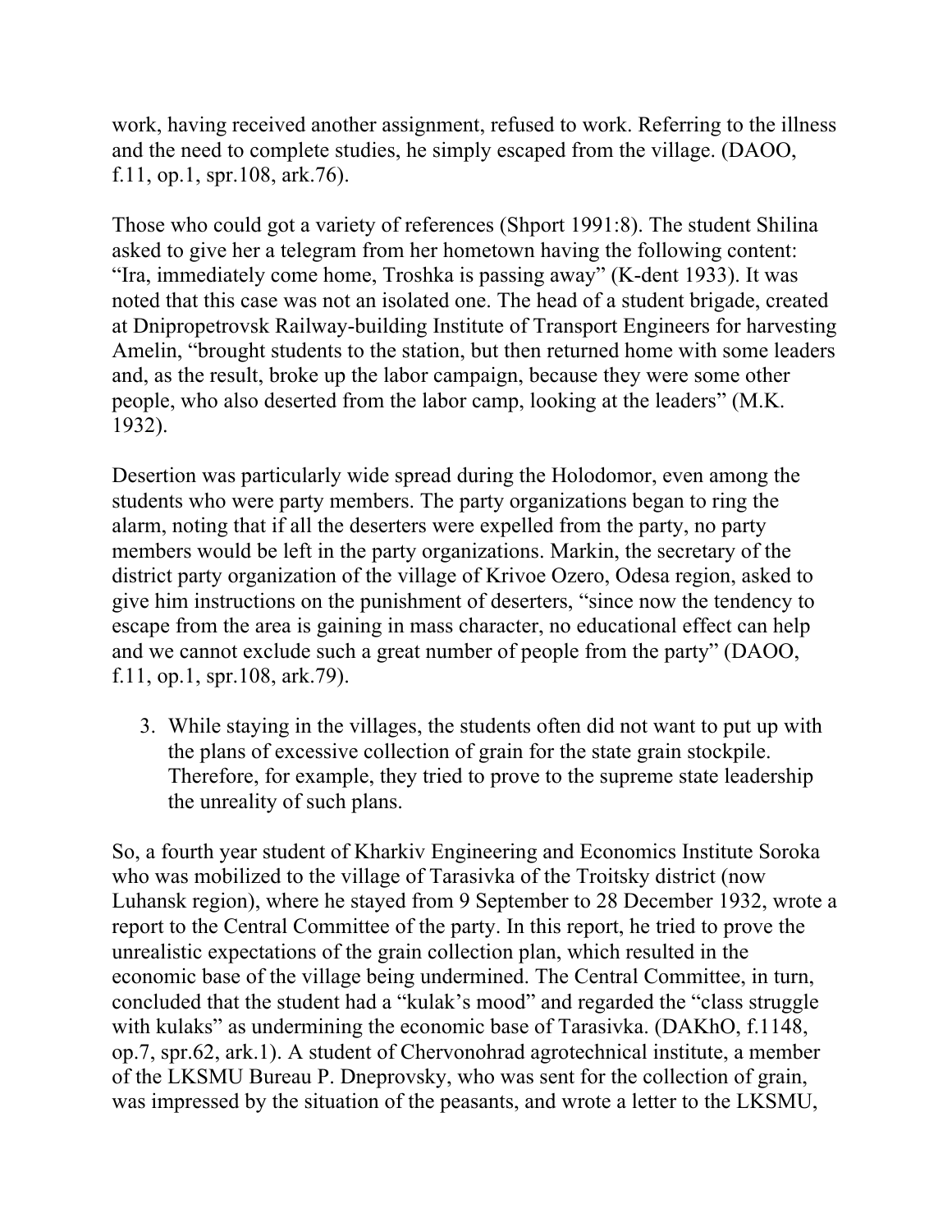work, having received another assignment, refused to work. Referring to the illness and the need to complete studies, he simply escaped from the village. (DAOO, f.11, op.1, spr.108, ark.76).

Those who could got a variety of references (Shport 1991:8). The student Shilina asked to give her a telegram from her hometown having the following content: "Ira, immediately come home, Troshka is passing away" (K-dent 1933). It was noted that this case was not an isolated one. The head of a student brigade, created at Dnipropetrovsk Railway-building Institute of Transport Engineers for harvesting Amelin, "brought students to the station, but then returned home with some leaders and, as the result, broke up the labor campaign, because they were some other people, who also deserted from the labor camp, looking at the leaders" (M.K. 1932).

Desertion was particularly wide spread during the Holodomor, even among the students who were party members. The party organizations began to ring the alarm, noting that if all the deserters were expelled from the party, no party members would be left in the party organizations. Markin, the secretary of the district party organization of the village of Krivoe Ozero, Odesa region, asked to give him instructions on the punishment of deserters, "since now the tendency to escape from the area is gaining in mass character, no educational effect can help and we cannot exclude such a great number of people from the party" (DAOO, f.11, op.1, spr.108, ark.79).

3. While staying in the villages, the students often did not want to put up with the plans of excessive collection of grain for the state grain stockpile. Therefore, for example, they tried to prove to the supreme state leadership the unreality of such plans.

So, a fourth year student of Kharkiv Engineering and Economics Institute Soroka who was mobilized to the village of Tarasivka of the Troitsky district (now Luhansk region), where he stayed from 9 September to 28 December 1932, wrote a report to the Central Committee of the party. In this report, he tried to prove the unrealistic expectations of the grain collection plan, which resulted in the economic base of the village being undermined. The Central Committee, in turn, concluded that the student had a "kulak's mood" and regarded the "class struggle with kulaks" as undermining the economic base of Tarasivka. (DAKhO, f.1148, op.7, spr.62, ark.1). A student of Chervonohrad agrotechnical institute, a member of the LKSMU Bureau P. Dneprovsky, who was sent for the collection of grain, was impressed by the situation of the peasants, and wrote a letter to the LKSMU,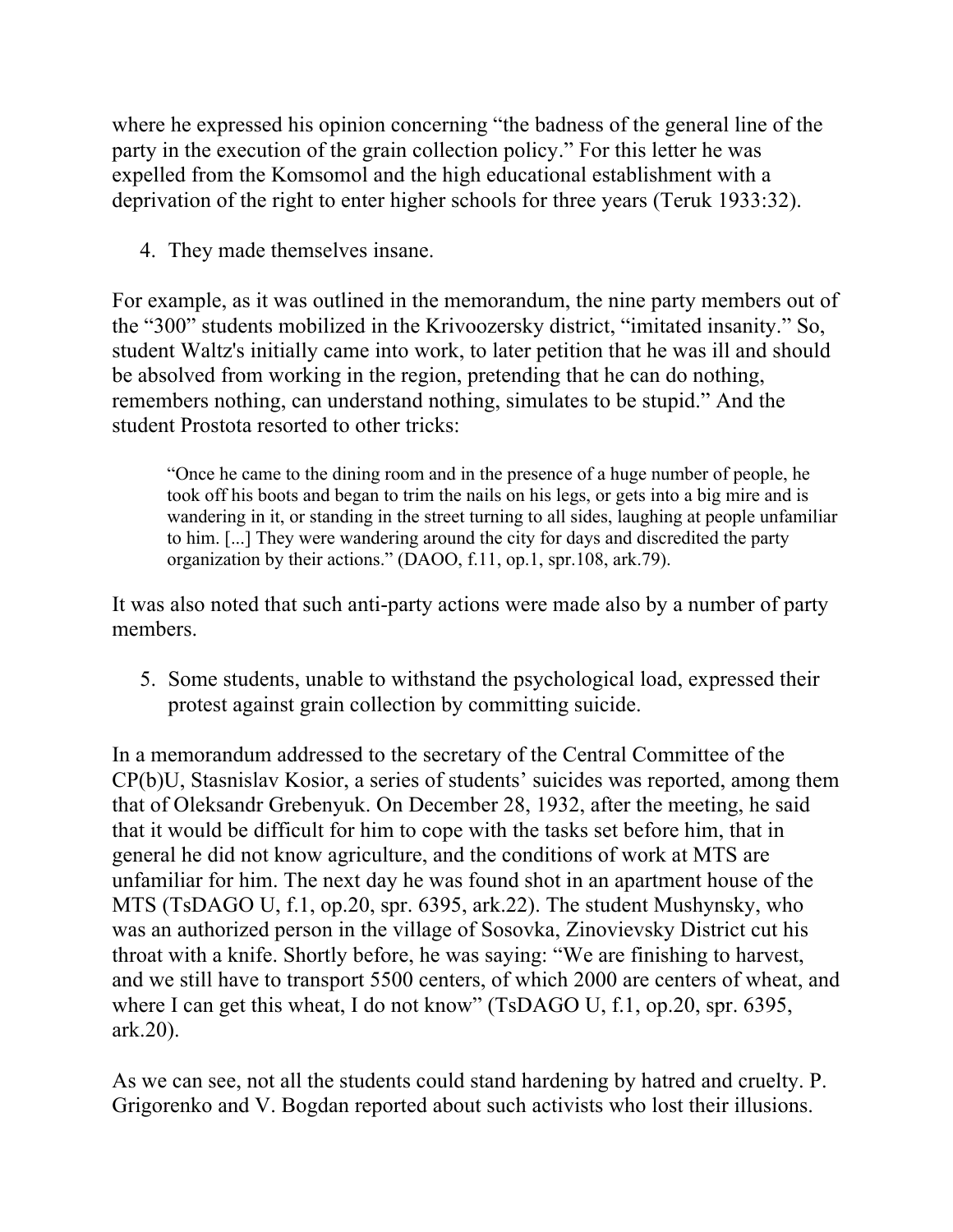where he expressed his opinion concerning "the badness of the general line of the party in the execution of the grain collection policy." For this letter he was expelled from the Komsomol and the high educational establishment with a deprivation of the right to enter higher schools for three years (Teruk 1933:32).

4. They made themselves insane.

For example, as it was outlined in the memorandum, the nine party members out of the "300" students mobilized in the Krivoozersky district, "imitated insanity." So, student Waltz's initially came into work, to later petition that he was ill and should be absolved from working in the region, pretending that he can do nothing, remembers nothing, can understand nothing, simulates to be stupid." And the student Prostota resorted to other tricks:

> "Once he came to the dining room and in the presence of a huge number of people, he took off his boots and began to trim the nails on his legs, or gets into a big mire and is wandering in it, or standing in the street turning to all sides, laughing at people unfamiliar to him. [...] They were wandering around the city for days and discredited the party organization by their actions." (DAOO, f.11, op.1, spr.108, ark.79).

It was also noted that such anti-party actions were made also by a number of party members.

5. Some students, unable to withstand the psychological load, expressed their protest against grain collection by committing suicide.

In a memorandum addressed to the secretary of the Central Committee of the CP(b)U, Stasnislav Kosior, a series of students' suicides was reported, among them that of Oleksandr Grebenyuk. On December 28, 1932, after the meeting, he said that it would be difficult for him to cope with the tasks set before him, that in general he did not know agriculture, and the conditions of work at MTS are unfamiliar for him. The next day he was found shot in an apartment house of the MTS (TsDAGO U, f.1, op.20, spr. 6395, ark.22). The student Mushynsky, who was an authorized person in the village of Sosovka, Zinovievsky District cut his throat with a knife. Shortly before, he was saying: "We are finishing to harvest, and we still have to transport 5500 centers, of which 2000 are centers of wheat, and where I can get this wheat, I do not know" (TsDAGO U, f.1, op.20, spr. 6395, ark.20).

As we can see, not all the students could stand hardening by hatred and cruelty. P. Grigorenko and V. Bogdan reported about such activists who lost their illusions.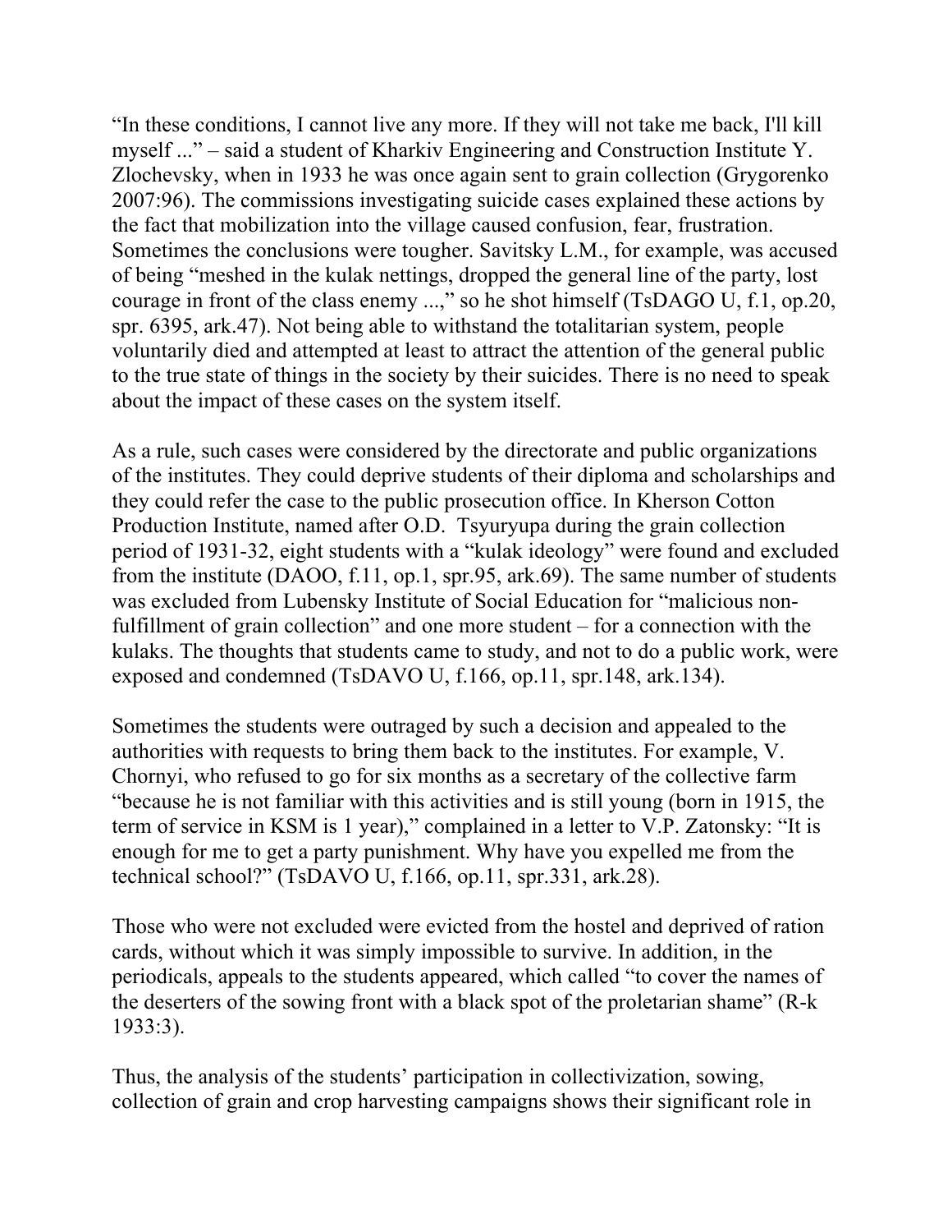"In these conditions, I cannot live any more. If they will not take me back, I'll kill myself ..." – said a student of Kharkiv Engineering and Construction Institute Y. Zlochevsky, when in 1933 he was once again sent to grain collection (Grygorenko 2007:96). The commissions investigating suicide cases explained these actions by the fact that mobilization into the village caused confusion, fear, frustration. Sometimes the conclusions were tougher. Savitsky L.M., for example, was accused of being "meshed in the kulak nettings, dropped the general line of the party, lost courage in front of the class enemy ...," so he shot himself (TsDAGO U, f.1, op.20, spr. 6395, ark.47). Not being able to withstand the totalitarian system, people voluntarily died and attempted at least to attract the attention of the general public to the true state of things in the society by their suicides. There is no need to speak about the impact of these cases on the system itself.

As a rule, such cases were considered by the directorate and public organizations of the institutes. They could deprive students of their diploma and scholarships and they could refer the case to the public prosecution office. In Kherson Cotton Production Institute, named after O.D. Tsyuryupa during the grain collection period of 1931-32, eight students with a "kulak ideology" were found and excluded from the institute (DAOO, f.11, op.1, spr.95, ark.69). The same number of students was excluded from Lubensky Institute of Social Education for "malicious non-fulfillment of grain collection" and one more student – for a connection with the kulaks. The thoughts that students came to study, and not to do a public work, were exposed and condemned (TsDAVO U, f.166, op.11, spr.148, ark.134).

Sometimes the students were outraged by such a decision and appealed to the authorities with requests to bring them back to the institutes. For example, V. Chornyi, who refused to go for six months as a secretary of the collective farm "because he is not familiar with this activities and is still young (born in 1915, the term of service in KSM is 1 year)," complained in a letter to V.P. Zatonsky: "It is enough for me to get a party punishment. Why have you expelled me from the technical school?" (TsDAVO U, f.166, op.11, spr.331, ark.28).

Those who were not excluded were evicted from the hostel and deprived of ration cards, without which it was simply impossible to survive. In addition, in the periodicals, appeals to the students appeared, which called "to cover the names of the deserters of the sowing front with a black spot of the proletarian shame" (R-k 1933:3).

Thus, the analysis of the students' participation in collectivization, sowing, collection of grain and crop harvesting campaigns shows their significant role in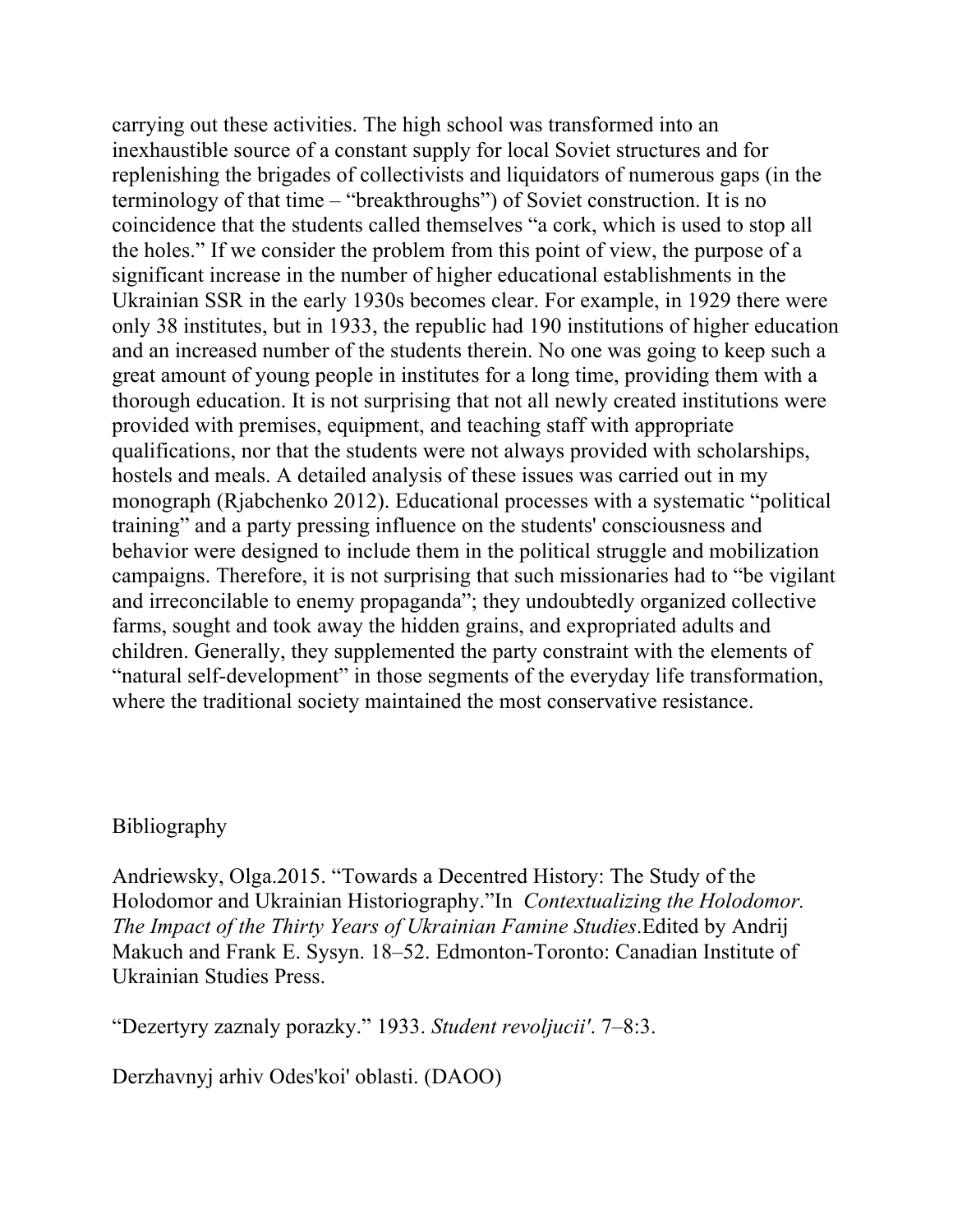carrying out these activities. The high school was transformed into an inexhaustible source of a constant supply for local Soviet structures and for replenishing the brigades of collectivists and liquidators of numerous gaps (in the terminology of that time – "breakthroughs") of Soviet construction. It is no coincidence that the students called themselves "a cork, which is used to stop all the holes." If we consider the problem from this point of view, the purpose of a significant increase in the number of higher educational establishments in the Ukrainian SSR in the early 1930s becomes clear. For example, in 1929 there were only 38 institutes, but in 1933, the republic had 190 institutions of higher education and an increased number of the students therein. No one was going to keep such a great amount of young people in institutes for a long time, providing them with a thorough education. It is not surprising that not all newly created institutions were provided with premises, equipment, and teaching staff with appropriate qualifications, nor that the students were not always provided with scholarships, hostels and meals. A detailed analysis of these issues was carried out in my monograph (Rjabchenko 2012). Educational processes with a systematic "political training" and a party pressing influence on the students' consciousness and behavior were designed to include them in the political struggle and mobilization campaigns. Therefore, it is not surprising that such missionaries had to "be vigilant and irreconcilable to enemy propaganda"; they undoubtedly organized collective farms, sought and took away the hidden grains, and expropriated adults and children. Generally, they supplemented the party constraint with the elements of "natural self-development" in those segments of the everyday life transformation, where the traditional society maintained the most conservative resistance.

## Bibliography

Andriewsky, Olga.2015. "Towards a Decentred History: The Study of the Holodomor and Ukrainian Historiography."In *Contextualizing the Holodomor. The Impact of the Thirty Years of Ukrainian Famine Studies*.Edited by Andrij Makuch and Frank E. Sysyn. 18–52. Edmonton-Toronto: Canadian Institute of Ukrainian Studies Press.

"Dezertyry zaznaly porazky." 1933. *Student revoljucii'*. 7–8:3.

Derzhavnyj arhiv Odes'koi' oblasti. (DAOO)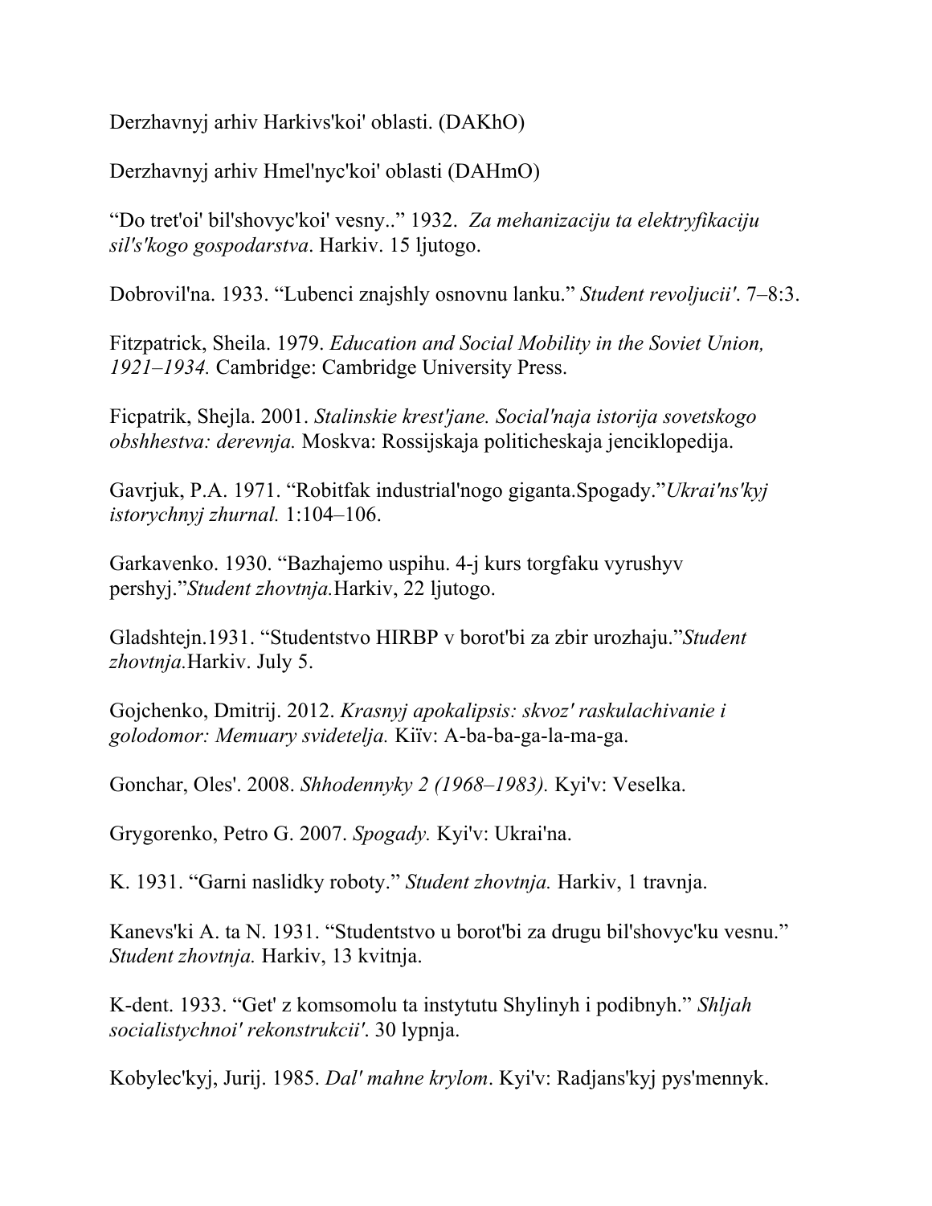Derzhavnyj arhiv Harkivs'koi' oblasti. (DAKhO)

Derzhavnyj arhiv Hmel'nyc'koi' oblasti (DAHmO)

“Do tret'oi' bil'shovyc'koi' vesny..” 1932. *Za mehanizaciju ta elektryfikaciju sil's'kogo gospodarstva*. Harkiv. 15 ljutogo.

Dobrovil'na. 1933. “Lubenci znajshly osnovnu lanku.” *Student revoljucii'*. 7–8:3.

Fitzpatrick, Sheila. 1979. *Education and Social Mobility in the Soviet Union, 1921–1934.* Cambridge: Cambridge University Press.

Ficpatrik, Shejla. 2001. *Stalinskie krest'jane. Social'naja istorija sovetskogo obshhestva: derevnja.* Moskva: Rossijskaja politicheskaja jenciklopedija.

Gavrjuk, P.A. 1971. “Robitfak industrial'nogo giganta.Spogady.”*Ukrai'ns'kyj istorychnyj zhurnal.* 1:104–106.

Garkavenko. 1930. “Bazhajemo uspihu. 4-j kurs torgfaku vyrushyv pershyj.”*Student zhovtnja.*Harkiv, 22 ljutogo.

Gladshtejn.1931. “Studentstvo HIRBP v borot'bi za zbir urozhaju.”*Student zhovtnja.*Harkiv. July 5.

Gojchenko, Dmitrij. 2012. *Krasnyj apokalipsis: skvoz' raskulachivanie i golodomor: Memuary svidetelja.* Kiïv: A-ba-ba-ga-la-ma-ga.

Gonchar, Oles'. 2008. *Shhodennyky 2 (1968–1983).* Kyi'v: Veselka.

Grygorenko, Petro G. 2007. *Spogady.* Kyi'v: Ukrai'na.

K. 1931. “Garni naslidky roboty.” *Student zhovtnja.* Harkiv, 1 travnja.

Kanevs'ki A. ta N. 1931. “Studentstvo u borot'bi za drugu bil'shovyc'ku vesnu.” *Student zhovtnja.* Harkiv, 13 kvitnja.

K-dent. 1933. “Get' z komsomolu ta instytutu Shylinyh i podibnyh.” *Shljah socialistychnoi' rekonstrukcii'.* 30 lypnja.

Kobylec'kyj, Jurij. 1985. *Dal' mahne krylom*. Kyi'v: Radjans'kyj pys'mennyk.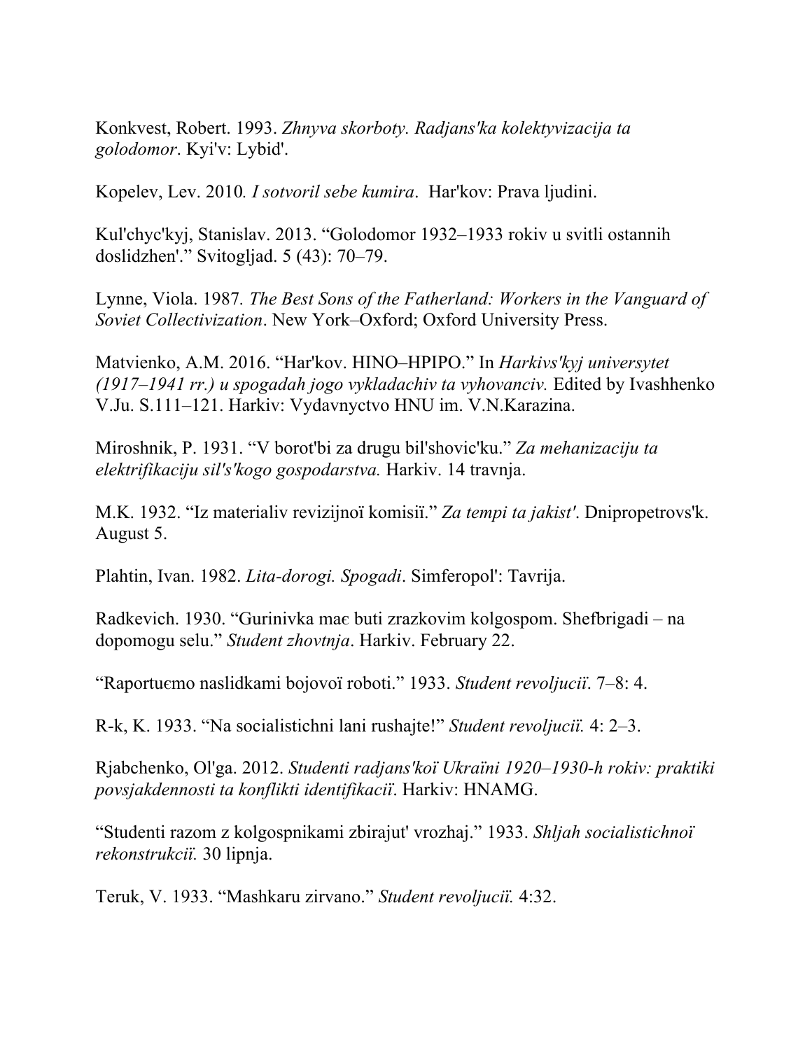Konkvest, Robert. 1993. *Zhnyva skorboty. Radjans'ka kolektyvizacija ta golodomor*. Kyi'v: Lybid'.

Kopelev, Lev. 2010*. I sotvoril sebe kumira*. Har'kov: Prava ljudini.

Kul'chyc'kyj, Stanislav. 2013. "Golodomor 1932–1933 rokiv u svitli ostannih doslidzhen'." Svitogljad. 5 (43): 70–79.

Lynne, Viola. 1987. *The Best Sons of the Fatherland: Workers in the Vanguard of Soviet Collectivization*. New York–Oxford; Oxford University Press.

Matvienko, A.M. 2016. "Har'kov. HINO–HPIPO." In *Harkivs'kyj universytet (1917–1941 rr.) u spogadah jogo vykladachiv ta vyhovanciv.* Edited by Ivashhenko V.Ju. S.111–121. Harkiv: Vydavnyctvo HNU im. V.N.Karazina.

Miroshnik, P. 1931. "V borot'bi za drugu bil'shovic'ku." *Za mehanizaciju ta elektrifikaciju sil's'kogo gospodarstva.* Harkiv. 14 travnja.

M.K. 1932. "Iz materialiv revizijnoї komisiї." *Za tempi ta jakist'*. Dnipropetrovs'k. August 5.

Plahtin, Ivan. 1982. *Lita-dorogi. Spogadi*. Simferopol': Tavrija.

Radkevich. 1930. "Gurinivka maє buti zrazkovim kolgospom. Shefbrigadi – na dopomogu selu." *Student zhovtnja*. Harkiv. February 22.

"Raportuєmo naslidkami bojovoї roboti." 1933. *Student revoljuciї*. 7–8: 4.

R-k, K. 1933. "Na socialistichni lani rushajte!" *Student revoljuciї.* 4: 2–3.

Rjabchenko, Ol'ga. 2012. *Studenti radjans'koї Ukraїni 1920–1930-h rokiv: praktiki povsjakdennosti ta konflikti identifikaciї*. Harkiv: HNAMG.

"Studenti razom z kolgospnikami zbirajut' vrozhaj." 1933. *Shljah socialistichnoї rekonstrukciї.* 30 lipnja.

Teruk, V. 1933. "Mashkaru zirvano." *Student revoljuciї.* 4:32.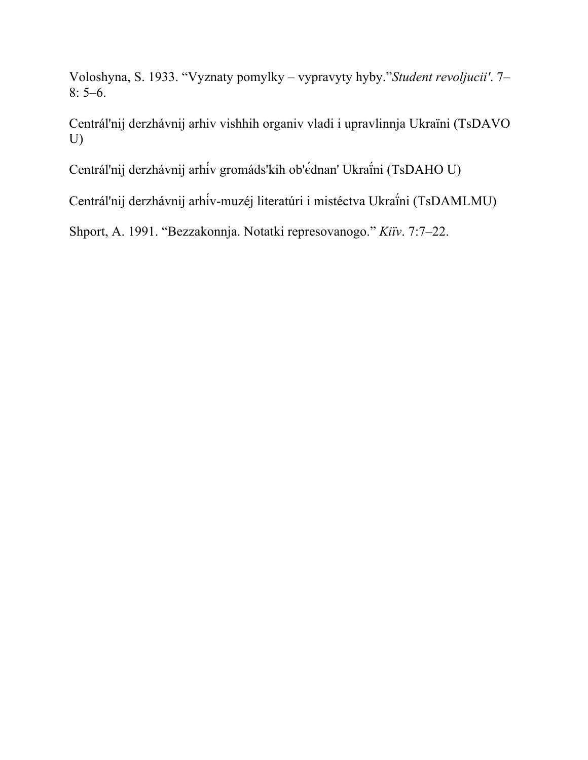Voloshyna, S. 1933. “Vyznaty pomylky – vypravyty hyby.”*Student revoljucii'*. 7–8: 5–6.

Centrál'nij derzhávnij arhiv vishhih organiv vladi i upravlinnja Ukraïni (TsDAVO U)

Centrál'nij derzhávnij arhív gromáds'kih ob'є́dnan' Ukraḯni (TsDAHO U)

Centrál'nij derzhávnij arhív-muzéj literatúri i mistéctva Ukraḯni (TsDAMLMU)

Shport, A. 1991. “Bezzakonnja. Notatki represovanogo.” *Kiïv*. 7:7–22.